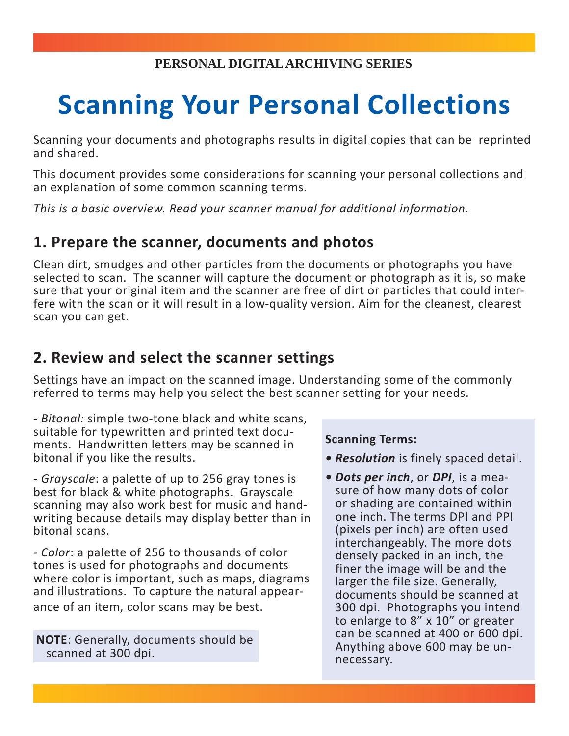PERSONAL DIGITAL ARCHIVING SERIES

# Scanning Your Personal Collections

Scanning your documents and photographs results in digital copies that can be reprinted and shared.

This document provides some considerations for scanning your personal collections and an explanation of some common scanning terms.

*This is a basic overview. Read your scanner manual for additional information.*

## 1. Prepare the scanner, documents and photos

Clean dirt, smudges and other particles from the documents or photographs you have selected to scan. The scanner will capture the document or photograph as it is, so make sure that your original item and the scanner are free of dirt or particles that could interfere with the scan or it will result in a low-quality version. Aim for the cleanest, clearest scan you can get.

## 2. Review and select the scanner settings

Settings have an impact on the scanned image. Understanding some of the commonly referred to terms may help you select the best scanner setting for your needs.

- *Bitonal:* simple two-tone black and white scans, suitable for typewritten and printed text documents. Handwritten letters may be scanned in bitonal if you like the results.

- *Grayscale*: a palette of up to 256 gray tones is best for black & white photographs. Grayscale scanning may also work best for music and handwriting because details may display better than in bitonal scans.

- *Color*: a palette of 256 to thousands of color tones is used for photographs and documents where color is important, such as maps, diagrams and illustrations. To capture the natural appearance of an item, color scans may be best.

**NOTE**: Generally, documents should be scanned at 300 dpi.

**Scanning Terms:**

- ***Resolution*** is finely spaced detail.
- ***Dots per inch***, or ***DPI***, is a measure of how many dots of color or shading are contained within one inch. The terms DPI and PPI (pixels per inch) are often used interchangeably. The more dots densely packed in an inch, the finer the image will be and the larger the file size. Generally, documents should be scanned at 300 dpi. Photographs you intend to enlarge to 8" x 10" or greater can be scanned at 400 or 600 dpi. Anything above 600 may be unnecessary.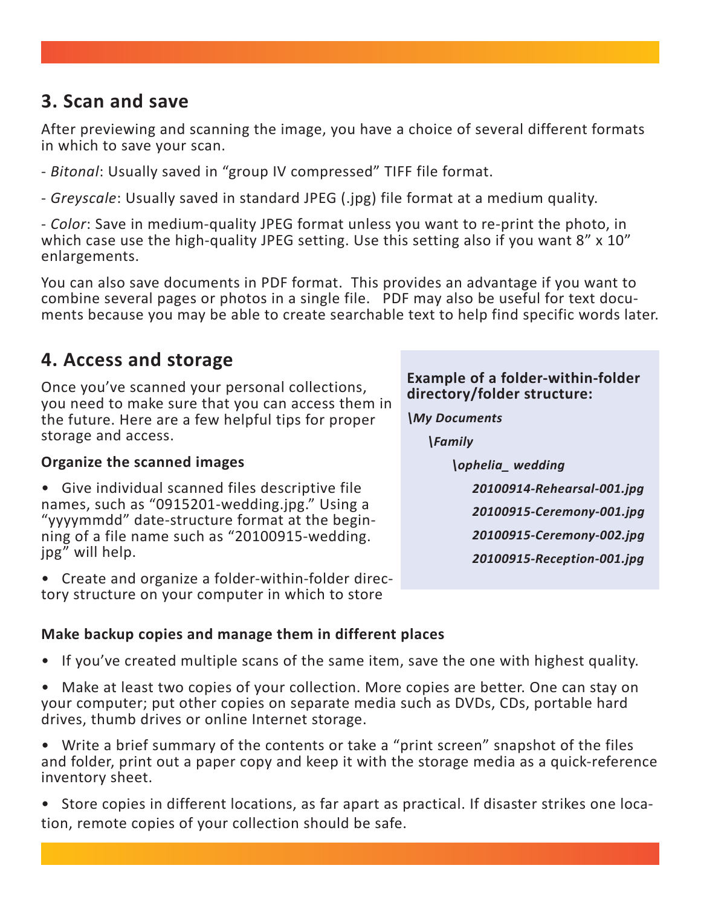## 3. Scan and save

After previewing and scanning the image, you have a choice of several different formats in which to save your scan.

- *Bitonal*: Usually saved in "group IV compressed" TIFF file format.

- *Greyscale*: Usually saved in standard JPEG (.jpg) file format at a medium quality.

- *Color*: Save in medium-quality JPEG format unless you want to re-print the photo, in which case use the high-quality JPEG setting. Use this setting also if you want 8" x 10" enlargements.

You can also save documents in PDF format. This provides an advantage if you want to combine several pages or photos in a single file. PDF may also be useful for text documents because you may be able to create searchable text to help find specific words later.

## 4. Access and storage

Once you've scanned your personal collections, you need to make sure that you can access them in the future. Here are a few helpful tips for proper storage and access.

### Organize the scanned images

- Give individual scanned files descriptive file names, such as "0915201-wedding.jpg." Using a "yyyymmdd" date-structure format at the beginning of a file name such as "20100915-wedding.jpg" will help.
- Create and organize a folder-within-folder directory structure on your computer in which to store

**Example of a folder-within-folder directory/folder structure:**

***\My Documents***

&nbsp;&nbsp;&nbsp;&nbsp;***\Family***

&nbsp;&nbsp;&nbsp;&nbsp;&nbsp;&nbsp;&nbsp;&nbsp;***\ophelia_ wedding***

&nbsp;&nbsp;&nbsp;&nbsp;&nbsp;&nbsp;&nbsp;&nbsp;&nbsp;&nbsp;&nbsp;&nbsp;***20100914-Rehearsal-001.jpg***

&nbsp;&nbsp;&nbsp;&nbsp;&nbsp;&nbsp;&nbsp;&nbsp;&nbsp;&nbsp;&nbsp;&nbsp;***20100915-Ceremony-001.jpg***

&nbsp;&nbsp;&nbsp;&nbsp;&nbsp;&nbsp;&nbsp;&nbsp;&nbsp;&nbsp;&nbsp;&nbsp;***20100915-Ceremony-002.jpg***

&nbsp;&nbsp;&nbsp;&nbsp;&nbsp;&nbsp;&nbsp;&nbsp;&nbsp;&nbsp;&nbsp;&nbsp;***20100915-Reception-001.jpg***

### Make backup copies and manage them in different places

- If you've created multiple scans of the same item, save the one with highest quality.
- Make at least two copies of your collection. More copies are better. One can stay on your computer; put other copies on separate media such as DVDs, CDs, portable hard drives, thumb drives or online Internet storage.
- Write a brief summary of the contents or take a "print screen" snapshot of the files and folder, print out a paper copy and keep it with the storage media as a quick-reference inventory sheet.
- Store copies in different locations, as far apart as practical. If disaster strikes one location, remote copies of your collection should be safe.